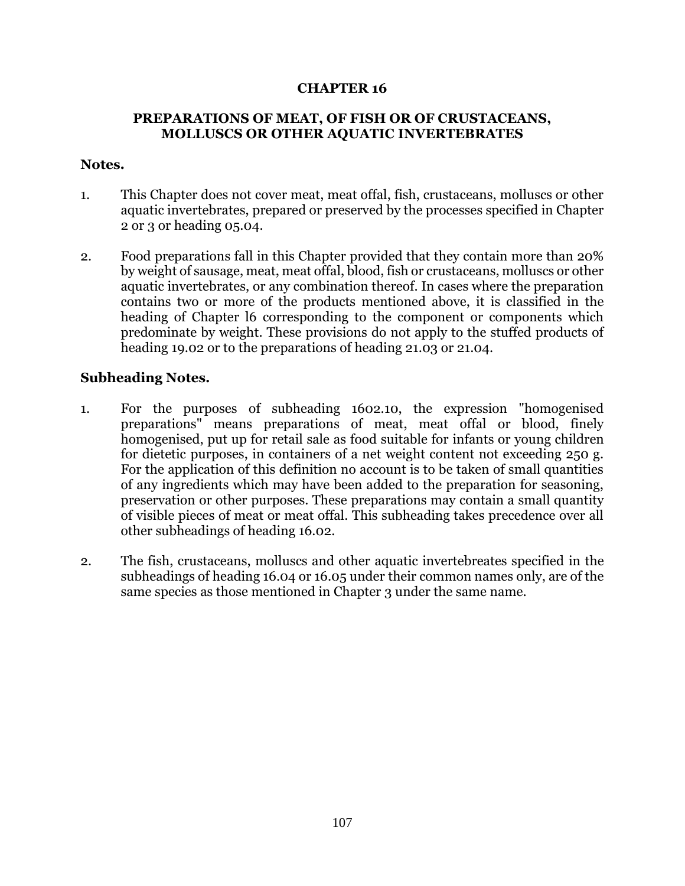# CHAPTER 16

## PREPARATIONS OF MEAT, OF FISH OR OF CRUSTACEANS, MOLLUSCS OR OTHER AQUATIC INVERTEBRATES

### Notes.

1. This Chapter does not cover meat, meat offal, fish, crustaceans, molluscs or other aquatic invertebrates, prepared or preserved by the processes specified in Chapter 2 or 3 or heading 05.04.

2. Food preparations fall in this Chapter provided that they contain more than 20% by weight of sausage, meat, meat offal, blood, fish or crustaceans, molluscs or other aquatic invertebrates, or any combination thereof. In cases where the preparation contains two or more of the products mentioned above, it is classified in the heading of Chapter l6 corresponding to the component or components which predominate by weight. These provisions do not apply to the stuffed products of heading 19.02 or to the preparations of heading 21.03 or 21.04.

### Subheading Notes.

1. For the purposes of subheading 1602.10, the expression "homogenised preparations" means preparations of meat, meat offal or blood, finely homogenised, put up for retail sale as food suitable for infants or young children for dietetic purposes, in containers of a net weight content not exceeding 250 g. For the application of this definition no account is to be taken of small quantities of any ingredients which may have been added to the preparation for seasoning, preservation or other purposes. These preparations may contain a small quantity of visible pieces of meat or meat offal. This subheading takes precedence over all other subheadings of heading 16.02.

2. The fish, crustaceans, molluscs and other aquatic invertebreates specified in the subheadings of heading 16.04 or 16.05 under their common names only, are of the same species as those mentioned in Chapter 3 under the same name.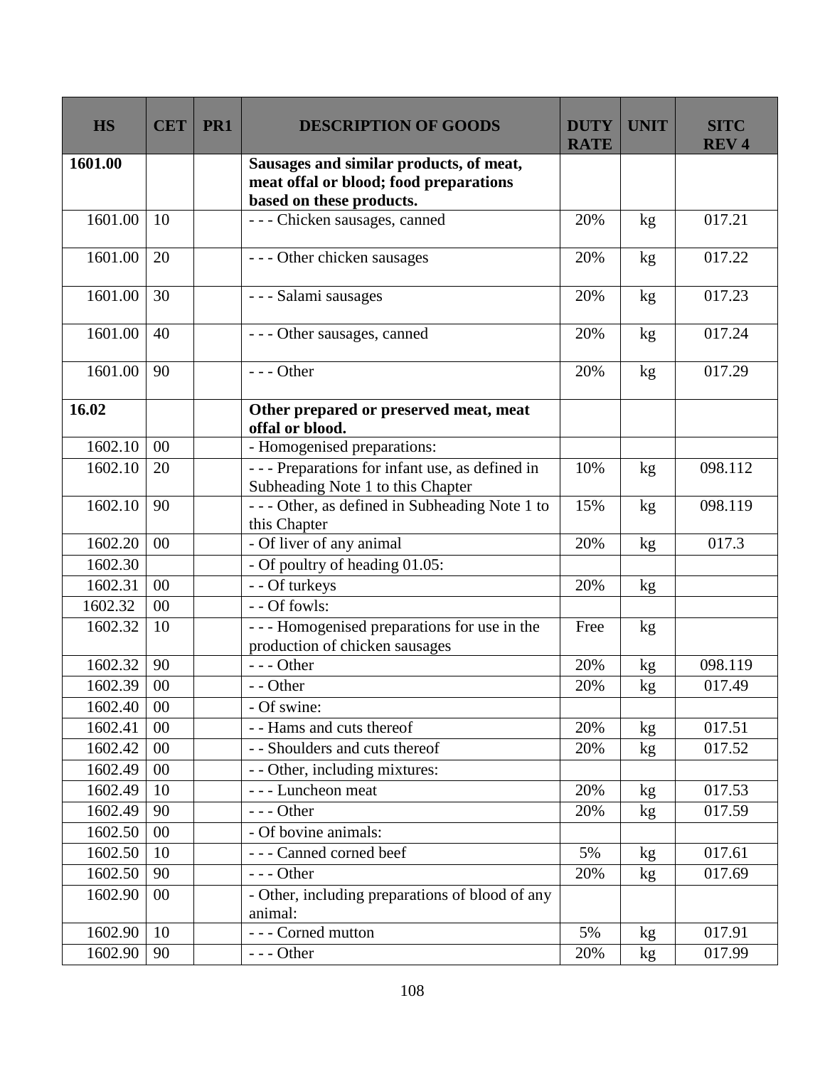| HS | CET | PR1 | DESCRIPTION OF GOODS | DUTY RATE | UNIT | SITC REV 4 |
|---|---|---|---|---|---|---|
| **1601.00** | | | **Sausages and similar products, of meat, meat offal or blood; food preparations based on these products.** | | | |
| 1601.00 | 10 | | - - - Chicken sausages, canned | 20% | kg | 017.21 |
| 1601.00 | 20 | | - - - Other chicken sausages | 20% | kg | 017.22 |
| 1601.00 | 30 | | - - - Salami sausages | 20% | kg | 017.23 |
| 1601.00 | 40 | | - - - Other sausages, canned | 20% | kg | 017.24 |
| 1601.00 | 90 | | - - - Other | 20% | kg | 017.29 |
| **16.02** | | | **Other prepared or preserved meat, meat offal or blood.** | | | |
| 1602.10 | 00 | | - Homogenised preparations: | | | |
| 1602.10 | 20 | | - - - Preparations for infant use, as defined in Subheading Note 1 to this Chapter | 10% | kg | 098.112 |
| 1602.10 | 90 | | - - - Other, as defined in Subheading Note 1 to this Chapter | 15% | kg | 098.119 |
| 1602.20 | 00 | | - Of liver of any animal | 20% | kg | 017.3 |
| 1602.30 | | | - Of poultry of heading 01.05: | | | |
| 1602.31 | 00 | | - - Of turkeys | 20% | kg | |
| 1602.32 | 00 | | - - Of fowls: | | | |
| 1602.32 | 10 | | - - - Homogenised preparations for use in the production of chicken sausages | Free | kg | |
| 1602.32 | 90 | | - - - Other | 20% | kg | 098.119 |
| 1602.39 | 00 | | - - Other | 20% | kg | 017.49 |
| 1602.40 | 00 | | - Of swine: | | | |
| 1602.41 | 00 | | - - Hams and cuts thereof | 20% | kg | 017.51 |
| 1602.42 | 00 | | - - Shoulders and cuts thereof | 20% | kg | 017.52 |
| 1602.49 | 00 | | - - Other, including mixtures: | | | |
| 1602.49 | 10 | | - - - Luncheon meat | 20% | kg | 017.53 |
| 1602.49 | 90 | | - - - Other | 20% | kg | 017.59 |
| 1602.50 | 00 | | - Of bovine animals: | | | |
| 1602.50 | 10 | | - - - Canned corned beef | 5% | kg | 017.61 |
| 1602.50 | 90 | | - - - Other | 20% | kg | 017.69 |
| 1602.90 | 00 | | - Other, including preparations of blood of any animal: | | | |
| 1602.90 | 10 | | - - - Corned mutton | 5% | kg | 017.91 |
| 1602.90 | 90 | | - - - Other | 20% | kg | 017.99 |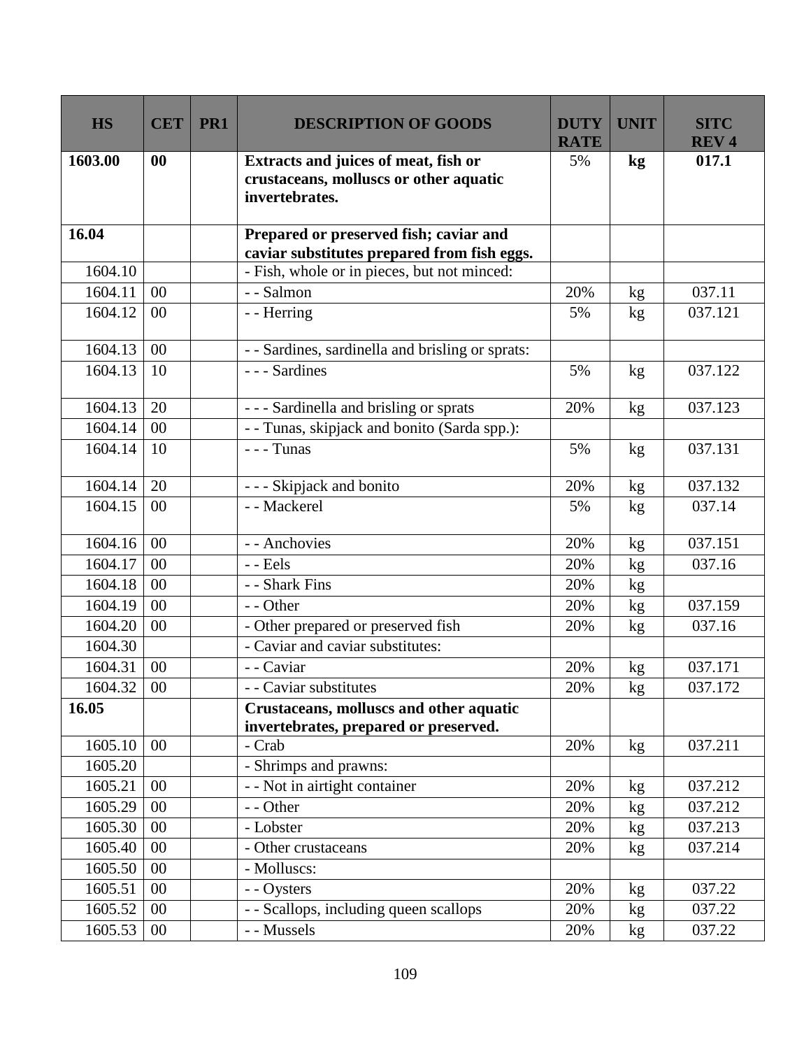| HS | CET | PR1 | DESCRIPTION OF GOODS | DUTY RATE | UNIT | SITC REV 4 |
|---|---|---|---|---|---|---|
| **1603.00** | **00** | | **Extracts and juices of meat, fish or crustaceans, molluscs or other aquatic invertebrates.** | 5% | **kg** | **017.1** |
| **16.04** | | | **Prepared or preserved fish; caviar and caviar substitutes prepared from fish eggs.** | | | |
| 1604.10 | | | - Fish, whole or in pieces, but not minced: | | | |
| 1604.11 | 00 | | - - Salmon | 20% | kg | 037.11 |
| 1604.12 | 00 | | - - Herring | 5% | kg | 037.121 |
| 1604.13 | 00 | | - - Sardines, sardinella and brisling or sprats: | | | |
| 1604.13 | 10 | | - - - Sardines | 5% | kg | 037.122 |
| 1604.13 | 20 | | - - - Sardinella and brisling or sprats | 20% | kg | 037.123 |
| 1604.14 | 00 | | - - Tunas, skipjack and bonito (Sarda spp.): | | | |
| 1604.14 | 10 | | - - - Tunas | 5% | kg | 037.131 |
| 1604.14 | 20 | | - - - Skipjack and bonito | 20% | kg | 037.132 |
| 1604.15 | 00 | | - - Mackerel | 5% | kg | 037.14 |
| 1604.16 | 00 | | - - Anchovies | 20% | kg | 037.151 |
| 1604.17 | 00 | | - - Eels | 20% | kg | 037.16 |
| 1604.18 | 00 | | - - Shark Fins | 20% | kg | |
| 1604.19 | 00 | | - - Other | 20% | kg | 037.159 |
| 1604.20 | 00 | | - Other prepared or preserved fish | 20% | kg | 037.16 |
| 1604.30 | | | - Caviar and caviar substitutes: | | | |
| 1604.31 | 00 | | - - Caviar | 20% | kg | 037.171 |
| 1604.32 | 00 | | - - Caviar substitutes | 20% | kg | 037.172 |
| **16.05** | | | **Crustaceans, molluscs and other aquatic invertebrates, prepared or preserved.** | | | |
| 1605.10 | 00 | | - Crab | 20% | kg | 037.211 |
| 1605.20 | | | - Shrimps and prawns: | | | |
| 1605.21 | 00 | | - - Not in airtight container | 20% | kg | 037.212 |
| 1605.29 | 00 | | - - Other | 20% | kg | 037.212 |
| 1605.30 | 00 | | - Lobster | 20% | kg | 037.213 |
| 1605.40 | 00 | | - Other crustaceans | 20% | kg | 037.214 |
| 1605.50 | 00 | | - Molluscs: | | | |
| 1605.51 | 00 | | - - Oysters | 20% | kg | 037.22 |
| 1605.52 | 00 | | - - Scallops, including queen scallops | 20% | kg | 037.22 |
| 1605.53 | 00 | | - - Mussels | 20% | kg | 037.22 |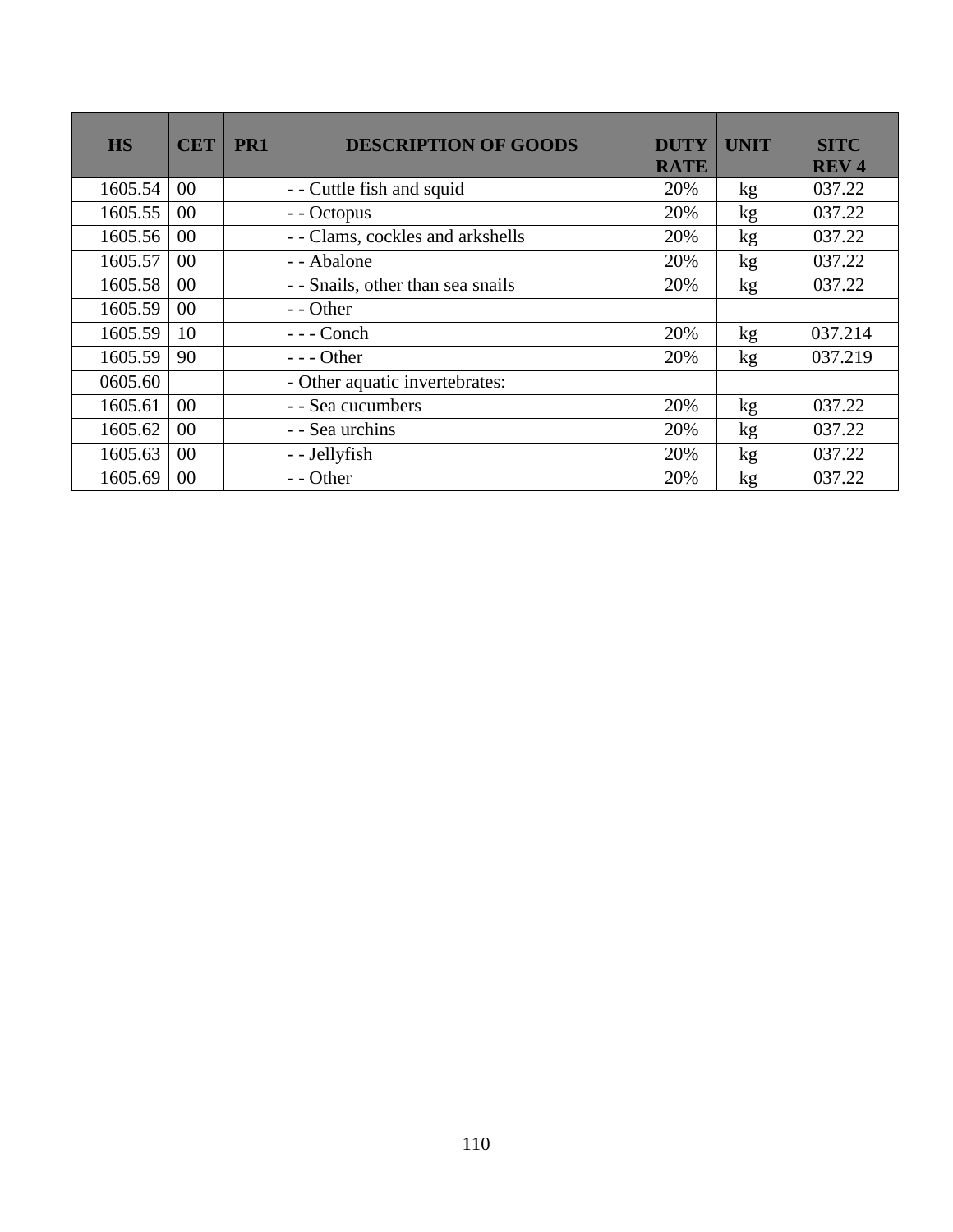| HS | CET | PR1 | DESCRIPTION OF GOODS | DUTY RATE | UNIT | SITC REV 4 |
|---|---|---|---|---|---|---|
| 1605.54 | 00 | | - - Cuttle fish and squid | 20% | kg | 037.22 |
| 1605.55 | 00 | | - - Octopus | 20% | kg | 037.22 |
| 1605.56 | 00 | | - - Clams, cockles and arkshells | 20% | kg | 037.22 |
| 1605.57 | 00 | | - - Abalone | 20% | kg | 037.22 |
| 1605.58 | 00 | | - - Snails, other than sea snails | 20% | kg | 037.22 |
| 1605.59 | 00 | | - - Other | | | |
| 1605.59 | 10 | | - - - Conch | 20% | kg | 037.214 |
| 1605.59 | 90 | | - - - Other | 20% | kg | 037.219 |
| 0605.60 | | | - Other aquatic invertebrates: | | | |
| 1605.61 | 00 | | - - Sea cucumbers | 20% | kg | 037.22 |
| 1605.62 | 00 | | - - Sea urchins | 20% | kg | 037.22 |
| 1605.63 | 00 | | - - Jellyfish | 20% | kg | 037.22 |
| 1605.69 | 00 | | - - Other | 20% | kg | 037.22 |